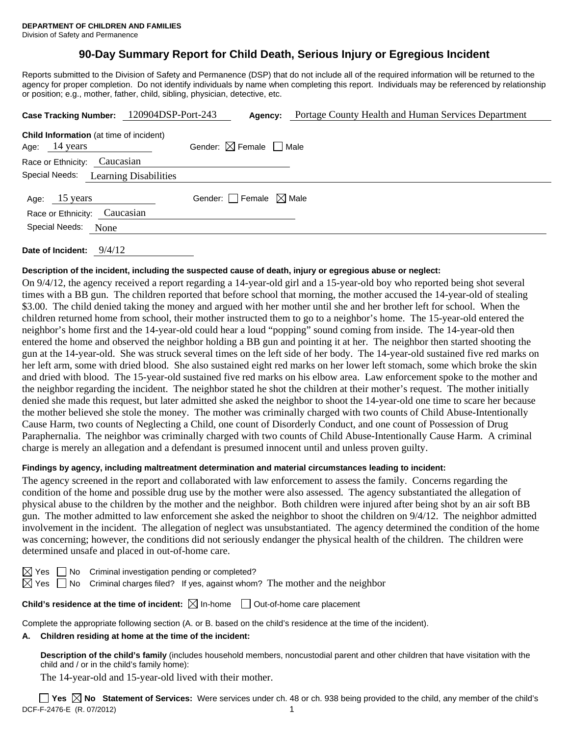**DEPARTMENT OF CHILDREN AND FAMILIES**
Division of Safety and Permanence

# 90-Day Summary Report for Child Death, Serious Injury or Egregious Incident

Reports submitted to the Division of Safety and Permanence (DSP) that do not include all of the required information will be returned to the agency for proper completion. Do not identify individuals by name when completing this report. Individuals may be referenced by relationship or position; e.g., mother, father, child, sibling, physician, detective, etc.

**Case Tracking Number:** 120904DSP-Port-243 **Agency:** Portage County Health and Human Services Department

**Child Information** (at time of incident)
Age: 14 years Gender: ☒ Female ☐ Male
Race or Ethnicity: Caucasian
Special Needs: Learning Disabilities

Age: 15 years Gender: ☐ Female ☒ Male
Race or Ethnicity: Caucasian
Special Needs: None

**Date of Incident:** 9/4/12

**Description of the incident, including the suspected cause of death, injury or egregious abuse or neglect:**

On 9/4/12, the agency received a report regarding a 14-year-old girl and a 15-year-old boy who reported being shot several times with a BB gun. The children reported that before school that morning, the mother accused the 14-year-old of stealing $3.00. The child denied taking the money and argued with her mother until she and her brother left for school. When the children returned home from school, their mother instructed them to go to a neighbor's home. The 15-year-old entered the neighbor's home first and the 14-year-old could hear a loud "popping" sound coming from inside. The 14-year-old then entered the home and observed the neighbor holding a BB gun and pointing it at her. The neighbor then started shooting the gun at the 14-year-old. She was struck several times on the left side of her body. The 14-year-old sustained five red marks on her left arm, some with dried blood. She also sustained eight red marks on her lower left stomach, some which broke the skin and dried with blood. The 15-year-old sustained five red marks on his elbow area. Law enforcement spoke to the mother and the neighbor regarding the incident. The neighbor stated he shot the children at their mother's request. The mother initially denied she made this request, but later admitted she asked the neighbor to shoot the 14-year-old one time to scare her because the mother believed she stole the money. The mother was criminally charged with two counts of Child Abuse-Intentionally Cause Harm, two counts of Neglecting a Child, one count of Disorderly Conduct, and one count of Possession of Drug Paraphernalia. The neighbor was criminally charged with two counts of Child Abuse-Intentionally Cause Harm. A criminal charge is merely an allegation and a defendant is presumed innocent until and unless proven guilty.

**Findings by agency, including maltreatment determination and material circumstances leading to incident:**

The agency screened in the report and collaborated with law enforcement to assess the family. Concerns regarding the condition of the home and possible drug use by the mother were also assessed. The agency substantiated the allegation of physical abuse to the children by the mother and the neighbor. Both children were injured after being shot by an air soft BB gun. The mother admitted to law enforcement she asked the neighbor to shoot the children on 9/4/12. The neighbor admitted involvement in the incident. The allegation of neglect was unsubstantiated. The agency determined the condition of the home was concerning; however, the conditions did not seriously endanger the physical health of the children. The children were determined unsafe and placed in out-of-home care.

☒ Yes ☐ No Criminal investigation pending or completed?
☒ Yes ☐ No Criminal charges filed? If yes, against whom? The mother and the neighbor

**Child's residence at the time of incident:** ☒ In-home ☐ Out-of-home care placement

Complete the appropriate following section (A. or B. based on the child's residence at the time of the incident).

**A. Children residing at home at the time of the incident:**

**Description of the child's family** (includes household members, noncustodial parent and other children that have visitation with the child and / or in the child's family home):

The 14-year-old and 15-year-old lived with their mother.

☐ **Yes** ☒ **No Statement of Services:** Were services under ch. 48 or ch. 938 being provided to the child, any member of the child's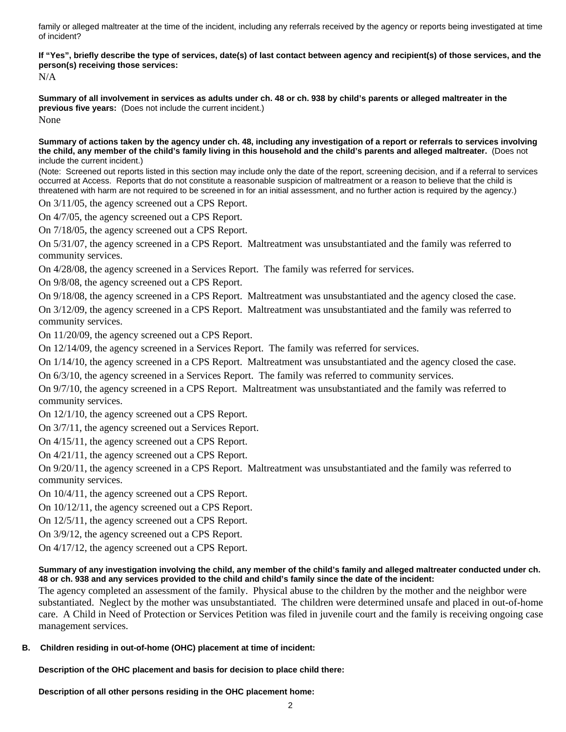family or alleged maltreater at the time of the incident, including any referrals received by the agency or reports being investigated at time of incident?

**If "Yes", briefly describe the type of services, date(s) of last contact between agency and recipient(s) of those services, and the person(s) receiving those services:**

N/A

**Summary of all involvement in services as adults under ch. 48 or ch. 938 by child's parents or alleged maltreater in the previous five years:** (Does not include the current incident.)

None

**Summary of actions taken by the agency under ch. 48, including any investigation of a report or referrals to services involving the child, any member of the child's family living in this household and the child's parents and alleged maltreater.** (Does not include the current incident.)

(Note: Screened out reports listed in this section may include only the date of the report, screening decision, and if a referral to services occurred at Access. Reports that do not constitute a reasonable suspicion of maltreatment or a reason to believe that the child is threatened with harm are not required to be screened in for an initial assessment, and no further action is required by the agency.)

On 3/11/05, the agency screened out a CPS Report.

On 4/7/05, the agency screened out a CPS Report.

On 7/18/05, the agency screened out a CPS Report.

On 5/31/07, the agency screened in a CPS Report. Maltreatment was unsubstantiated and the family was referred to community services.

On 4/28/08, the agency screened in a Services Report. The family was referred for services.

On 9/8/08, the agency screened out a CPS Report.

On 9/18/08, the agency screened in a CPS Report. Maltreatment was unsubstantiated and the agency closed the case.

On 3/12/09, the agency screened in a CPS Report. Maltreatment was unsubstantiated and the family was referred to community services.

On 11/20/09, the agency screened out a CPS Report.

On 12/14/09, the agency screened in a Services Report. The family was referred for services.

On 1/14/10, the agency screened in a CPS Report. Maltreatment was unsubstantiated and the agency closed the case.

On 6/3/10, the agency screened in a Services Report. The family was referred to community services.

On 9/7/10, the agency screened in a CPS Report. Maltreatment was unsubstantiated and the family was referred to community services.

On 12/1/10, the agency screened out a CPS Report.

On 3/7/11, the agency screened out a Services Report.

On 4/15/11, the agency screened out a CPS Report.

On 4/21/11, the agency screened out a CPS Report.

On 9/20/11, the agency screened in a CPS Report. Maltreatment was unsubstantiated and the family was referred to community services.

On 10/4/11, the agency screened out a CPS Report.

On 10/12/11, the agency screened out a CPS Report.

On 12/5/11, the agency screened out a CPS Report.

On 3/9/12, the agency screened out a CPS Report.

On 4/17/12, the agency screened out a CPS Report.

**Summary of any investigation involving the child, any member of the child's family and alleged maltreater conducted under ch. 48 or ch. 938 and any services provided to the child and child's family since the date of the incident:**

The agency completed an assessment of the family. Physical abuse to the children by the mother and the neighbor were substantiated. Neglect by the mother was unsubstantiated. The children were determined unsafe and placed in out-of-home care. A Child in Need of Protection or Services Petition was filed in juvenile court and the family is receiving ongoing case management services.

**B. Children residing in out-of-home (OHC) placement at time of incident:**

**Description of the OHC placement and basis for decision to place child there:**

**Description of all other persons residing in the OHC placement home:**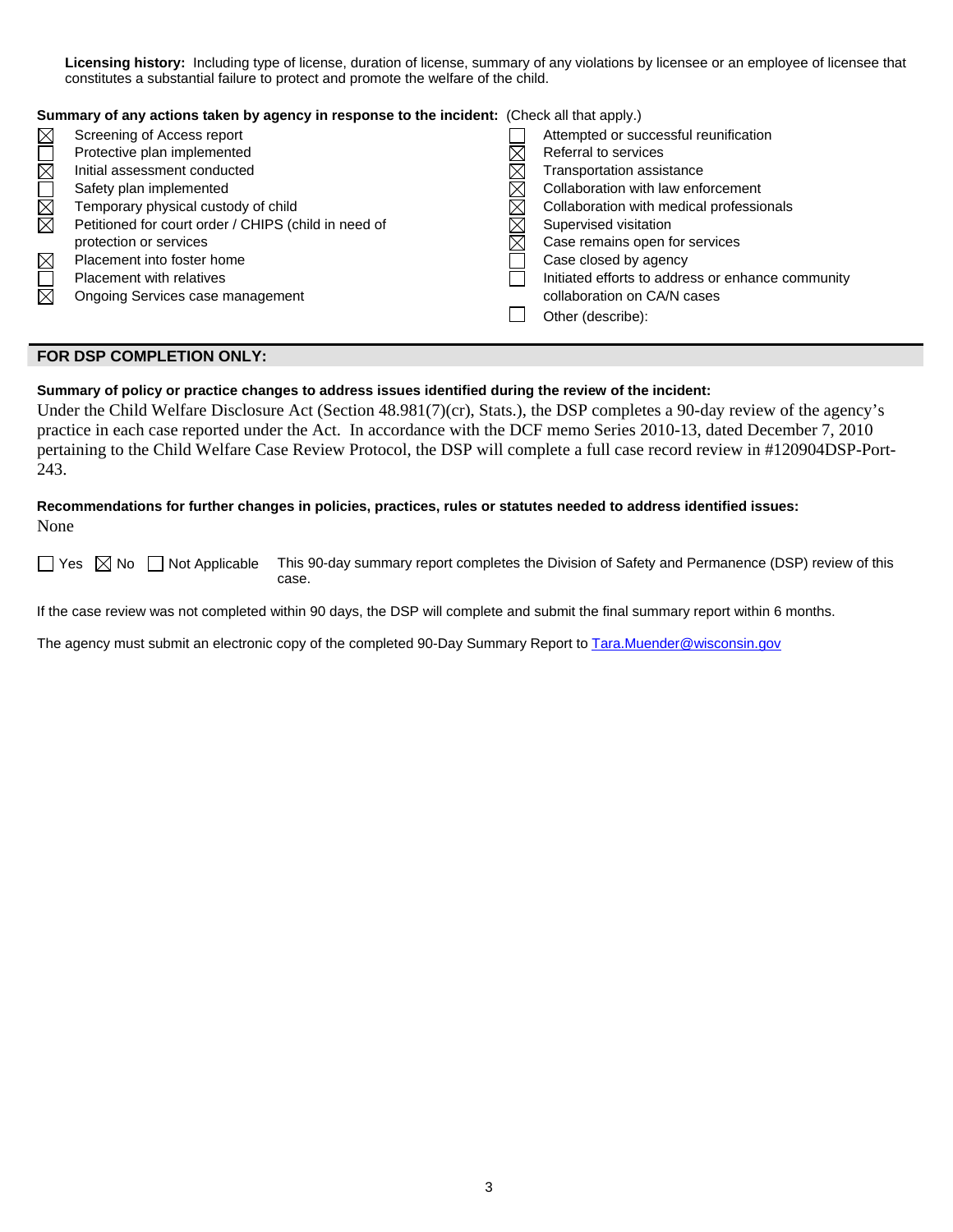**Licensing history:** Including type of license, duration of license, summary of any violations by licensee or an employee of licensee that constitutes a substantial failure to protect and promote the welfare of the child.

**Summary of any actions taken by agency in response to the incident:** (Check all that apply.)

- ☒ Screening of Access report
- ☐ Protective plan implemented
- ☒ Initial assessment conducted
- ☐ Safety plan implemented
- ☒ Temporary physical custody of child
- ☒ Petitioned for court order / CHIPS (child in need of protection or services
- ☒ Placement into foster home
- ☐ Placement with relatives
- ☒ Ongoing Services case management
- ☐ Attempted or successful reunification
- ☒ Referral to services
- ☒ Transportation assistance
- ☒ Collaboration with law enforcement
- ☒ Collaboration with medical professionals
- ☒ Supervised visitation
- ☒ Case remains open for services
- ☐ Case closed by agency
- ☐ Initiated efforts to address or enhance community collaboration on CA/N cases
- ☐ Other (describe):

## FOR DSP COMPLETION ONLY:

**Summary of policy or practice changes to address issues identified during the review of the incident:**

Under the Child Welfare Disclosure Act (Section 48.981(7)(cr), Stats.), the DSP completes a 90-day review of the agency's practice in each case reported under the Act. In accordance with the DCF memo Series 2010-13, dated December 7, 2010 pertaining to the Child Welfare Case Review Protocol, the DSP will complete a full case record review in #120904DSP-Port-243.

**Recommendations for further changes in policies, practices, rules or statutes needed to address identified issues:**

None

☐ Yes ☒ No ☐ Not Applicable — This 90-day summary report completes the Division of Safety and Permanence (DSP) review of this case.

If the case review was not completed within 90 days, the DSP will complete and submit the final summary report within 6 months.

The agency must submit an electronic copy of the completed 90-Day Summary Report to Tara.Muender@wisconsin.gov